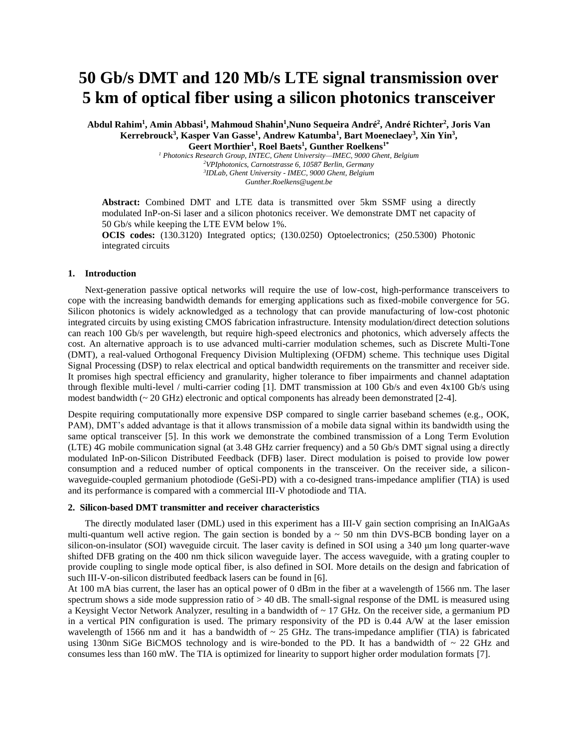# 50 Gb/s DMT and 120 Mb/s LTE signal transmission over 5 km of optical fiber using a silicon photonics transceiver

**Abdul Rahim[1], Amin Abbasi[1], Mahmoud Shahin[1], Nuno Sequeira André[2], André Richter[2], Joris Van Kerrebrouck[3], Kasper Van Gasse[1], Andrew Katumba[1], Bart Moeneclaey[3], Xin Yin[3], Geert Morthier[1], Roel Baets[1], Gunther Roelkens[1*]**

*[1] Photonics Research Group, INTEC, Ghent University—IMEC, 9000 Ghent, Belgium*
*[2] VPIphotonics, Carnotstrasse 6, 10587 Berlin, Germany*
*[3] IDLab, Ghent University - IMEC, 9000 Ghent, Belgium*
*Gunther.Roelkens@ugent.be*

**Abstract:** Combined DMT and LTE data is transmitted over 5km SSMF using a directly modulated InP-on-Si laser and a silicon photonics receiver. We demonstrate DMT net capacity of 50 Gb/s while keeping the LTE EVM below 1%.

**OCIS codes:** (130.3120) Integrated optics; (130.0250) Optoelectronics; (250.5300) Photonic integrated circuits

## 1. Introduction

Next-generation passive optical networks will require the use of low-cost, high-performance transceivers to cope with the increasing bandwidth demands for emerging applications such as fixed-mobile convergence for 5G. Silicon photonics is widely acknowledged as a technology that can provide manufacturing of low-cost photonic integrated circuits by using existing CMOS fabrication infrastructure. Intensity modulation/direct detection solutions can reach 100 Gb/s per wavelength, but require high-speed electronics and photonics, which adversely affects the cost. An alternative approach is to use advanced multi-carrier modulation schemes, such as Discrete Multi-Tone (DMT), a real-valued Orthogonal Frequency Division Multiplexing (OFDM) scheme. This technique uses Digital Signal Processing (DSP) to relax electrical and optical bandwidth requirements on the transmitter and receiver side. It promises high spectral efficiency and granularity, higher tolerance to fiber impairments and channel adaptation through flexible multi-level / multi-carrier coding [1]. DMT transmission at 100 Gb/s and even 4x100 Gb/s using modest bandwidth (~ 20 GHz) electronic and optical components has already been demonstrated [2-4].

Despite requiring computationally more expensive DSP compared to single carrier baseband schemes (e.g., OOK, PAM), DMT's added advantage is that it allows transmission of a mobile data signal within its bandwidth using the same optical transceiver [5]. In this work we demonstrate the combined transmission of a Long Term Evolution (LTE) 4G mobile communication signal (at 3.48 GHz carrier frequency) and a 50 Gb/s DMT signal using a directly modulated InP-on-Silicon Distributed Feedback (DFB) laser. Direct modulation is poised to provide low power consumption and a reduced number of optical components in the transceiver. On the receiver side, a silicon-waveguide-coupled germanium photodiode (GeSi-PD) with a co-designed trans-impedance amplifier (TIA) is used and its performance is compared with a commercial III-V photodiode and TIA.

## 2. Silicon-based DMT transmitter and receiver characteristics

The directly modulated laser (DML) used in this experiment has a III-V gain section comprising an InAlGaAs multi-quantum well active region. The gain section is bonded by a ~ 50 nm thin DVS-BCB bonding layer on a silicon-on-insulator (SOI) waveguide circuit. The laser cavity is defined in SOI using a 340 μm long quarter-wave shifted DFB grating on the 400 nm thick silicon waveguide layer. The access waveguide, with a grating coupler to provide coupling to single mode optical fiber, is also defined in SOI. More details on the design and fabrication of such III-V-on-silicon distributed feedback lasers can be found in [6].

At 100 mA bias current, the laser has an optical power of 0 dBm in the fiber at a wavelength of 1566 nm. The laser spectrum shows a side mode suppression ratio of > 40 dB. The small-signal response of the DML is measured using a Keysight Vector Network Analyzer, resulting in a bandwidth of ~ 17 GHz. On the receiver side, a germanium PD in a vertical PIN configuration is used. The primary responsivity of the PD is 0.44 A/W at the laser emission wavelength of 1566 nm and it has a bandwidth of ~ 25 GHz. The trans-impedance amplifier (TIA) is fabricated using 130nm SiGe BiCMOS technology and is wire-bonded to the PD. It has a bandwidth of ~ 22 GHz and consumes less than 160 mW. The TIA is optimized for linearity to support higher order modulation formats [7].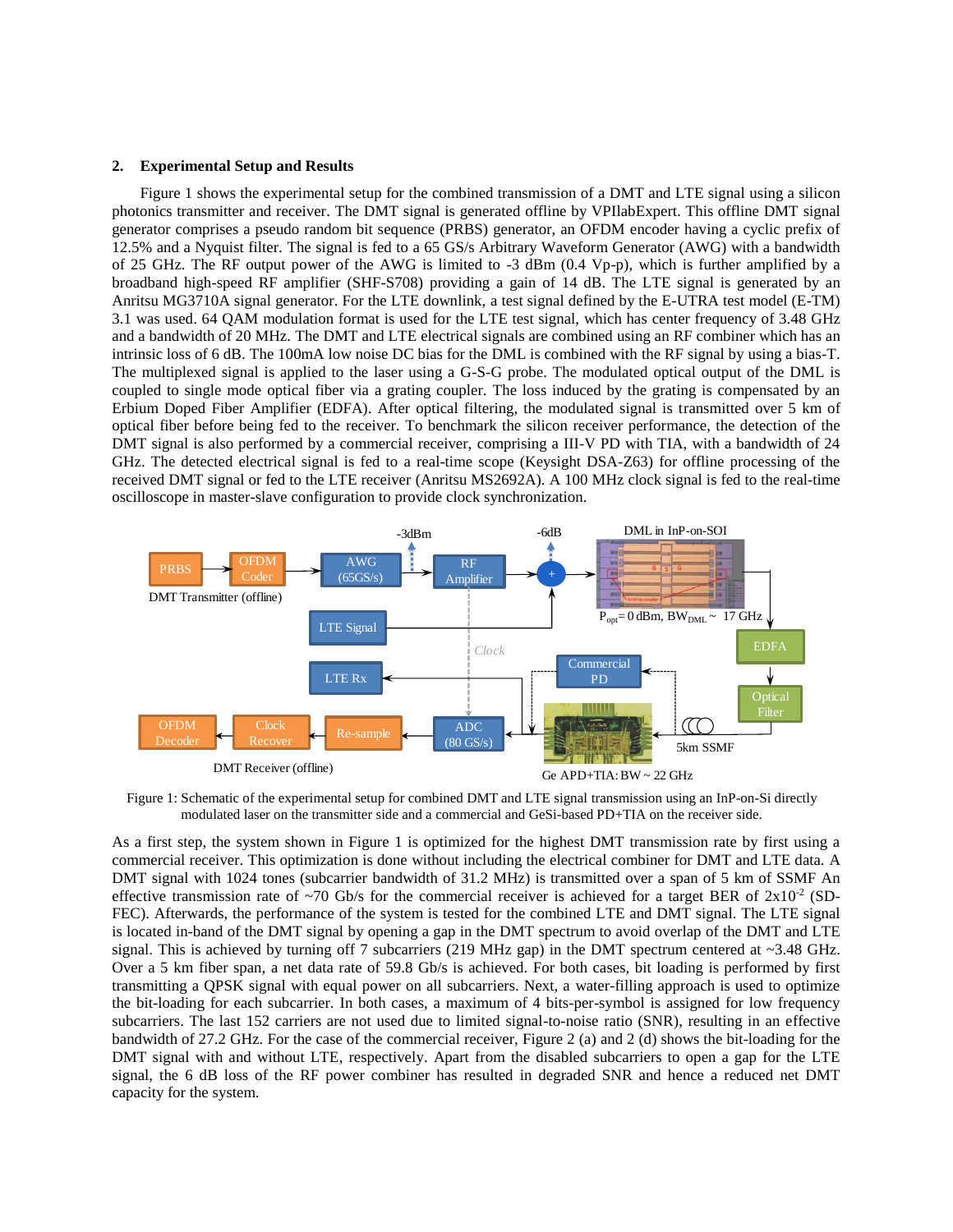## 2. Experimental Setup and Results

Figure 1 shows the experimental setup for the combined transmission of a DMT and LTE signal using a silicon photonics transmitter and receiver. The DMT signal is generated offline by VPIlabExpert. This offline DMT signal generator comprises a pseudo random bit sequence (PRBS) generator, an OFDM encoder having a cyclic prefix of 12.5% and a Nyquist filter. The signal is fed to a 65 GS/s Arbitrary Waveform Generator (AWG) with a bandwidth of 25 GHz. The RF output power of the AWG is limited to -3 dBm (0.4 Vp-p), which is further amplified by a broadband high-speed RF amplifier (SHF-S708) providing a gain of 14 dB. The LTE signal is generated by an Anritsu MG3710A signal generator. For the LTE downlink, a test signal defined by the E-UTRA test model (E-TM) 3.1 was used. 64 QAM modulation format is used for the LTE test signal, which has center frequency of 3.48 GHz and a bandwidth of 20 MHz. The DMT and LTE electrical signals are combined using an RF combiner which has an intrinsic loss of 6 dB. The 100mA low noise DC bias for the DML is combined with the RF signal by using a bias-T. The multiplexed signal is applied to the laser using a G-S-G probe. The modulated optical output of the DML is coupled to single mode optical fiber via a grating coupler. The loss induced by the grating is compensated by an Erbium Doped Fiber Amplifier (EDFA). After optical filtering, the modulated signal is transmitted over 5 km of optical fiber before being fed to the receiver. To benchmark the silicon receiver performance, the detection of the DMT signal is also performed by a commercial receiver, comprising a III-V PD with TIA, with a bandwidth of 24 GHz. The detected electrical signal is fed to a real-time scope (Keysight DSA-Z63) for offline processing of the received DMT signal or fed to the LTE receiver (Anritsu MS2692A). A 100 MHz clock signal is fed to the real-time oscilloscope in master-slave configuration to provide clock synchronization.

Figure 1: Schematic of the experimental setup for combined DMT and LTE signal transmission using an InP-on-Si directly modulated laser on the transmitter side and a commercial and GeSi-based PD+TIA on the receiver side.

As a first step, the system shown in Figure 1 is optimized for the highest DMT transmission rate by first using a commercial receiver. This optimization is done without including the electrical combiner for DMT and LTE data. A DMT signal with 1024 tones (subcarrier bandwidth of 31.2 MHz) is transmitted over a span of 5 km of SSMF An effective transmission rate of ~70 Gb/s for the commercial receiver is achieved for a target BER of $2x10^{-2}$ (SD-FEC). Afterwards, the performance of the system is tested for the combined LTE and DMT signal. The LTE signal is located in-band of the DMT signal by opening a gap in the DMT spectrum to avoid overlap of the DMT and LTE signal. This is achieved by turning off 7 subcarriers (219 MHz gap) in the DMT spectrum centered at ~3.48 GHz. Over a 5 km fiber span, a net data rate of 59.8 Gb/s is achieved. For both cases, bit loading is performed by first transmitting a QPSK signal with equal power on all subcarriers. Next, a water-filling approach is used to optimize the bit-loading for each subcarrier. In both cases, a maximum of 4 bits-per-symbol is assigned for low frequency subcarriers. The last 152 carriers are not used due to limited signal-to-noise ratio (SNR), resulting in an effective bandwidth of 27.2 GHz. For the case of the commercial receiver, Figure 2 (a) and 2 (d) shows the bit-loading for the DMT signal with and without LTE, respectively. Apart from the disabled subcarriers to open a gap for the LTE signal, the 6 dB loss of the RF power combiner has resulted in degraded SNR and hence a reduced net DMT capacity for the system.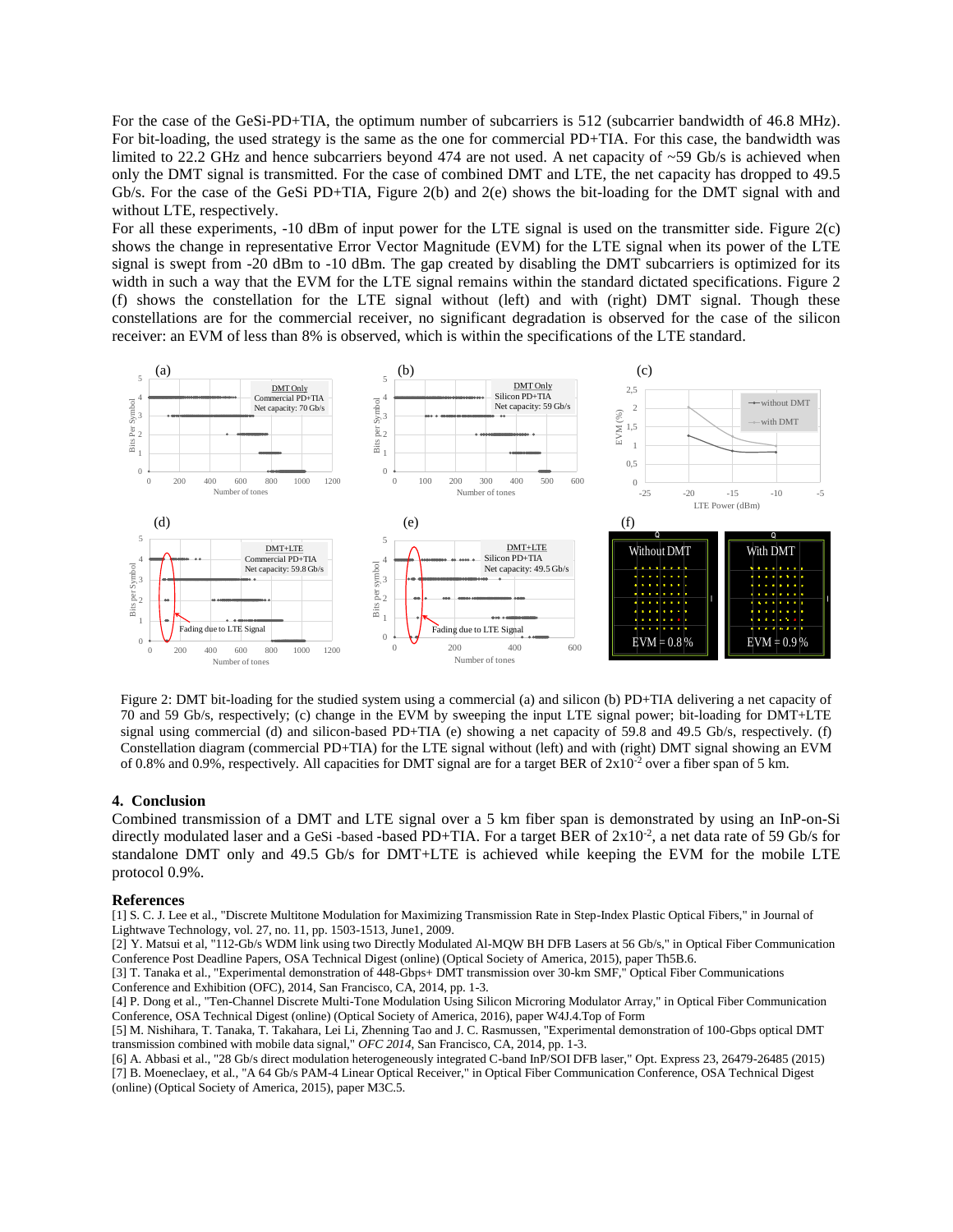For the case of the GeSi-PD+TIA, the optimum number of subcarriers is 512 (subcarrier bandwidth of 46.8 MHz). For bit-loading, the used strategy is the same as the one for commercial PD+TIA. For this case, the bandwidth was limited to 22.2 GHz and hence subcarriers beyond 474 are not used. A net capacity of ~59 Gb/s is achieved when only the DMT signal is transmitted. For the case of combined DMT and LTE, the net capacity has dropped to 49.5 Gb/s. For the case of the GeSi PD+TIA, Figure 2(b) and 2(e) shows the bit-loading for the DMT signal with and without LTE, respectively.

For all these experiments, -10 dBm of input power for the LTE signal is used on the transmitter side. Figure 2(c) shows the change in representative Error Vector Magnitude (EVM) for the LTE signal when its power of the LTE signal is swept from -20 dBm to -10 dBm. The gap created by disabling the DMT subcarriers is optimized for its width in such a way that the EVM for the LTE signal remains within the standard dictated specifications. Figure 2 (f) shows the constellation for the LTE signal without (left) and with (right) DMT signal. Though these constellations are for the commercial receiver, no significant degradation is observed for the case of the silicon receiver: an EVM of less than 8% is observed, which is within the specifications of the LTE standard.

(a)
DMT Only
Commercial PD+TIA
Net capacity: 70 Gb/s
Bits Per Symbol
Number of tones

(b)
DMT Only
Silicon PD+TIA
Net capacity: 59 Gb/s
Bits per Symbol
Number of tones

(c)
without DMT
with DMT
EVM (%)
LTE Power (dBm)

(d)
DMT+LTE
Commercial PD+TIA
Net capacity: 59.8 Gb/s
Fading due to LTE Signal
Bits per Symbol
Number of tones

(e)
DMT+LTE
Silicon PD+TIA
Net capacity: 49.5 Gb/s
Fading due to LTE Signal
Bits per symbol
Number of tones

(f)
Without DMT
EVM = 0.8 %
With DMT
EVM = 0.9 %

Figure 2: DMT bit-loading for the studied system using a commercial (a) and silicon (b) PD+TIA delivering a net capacity of 70 and 59 Gb/s, respectively; (c) change in the EVM by sweeping the input LTE signal power; bit-loading for DMT+LTE signal using commercial (d) and silicon-based PD+TIA (e) showing a net capacity of 59.8 and 49.5 Gb/s, respectively. (f) Constellation diagram (commercial PD+TIA) for the LTE signal without (left) and with (right) DMT signal showing an EVM of 0.8% and 0.9%, respectively. All capacities for DMT signal are for a target BER of $2x10^{-2}$ over a fiber span of 5 km.

## 4. Conclusion

Combined transmission of a DMT and LTE signal over a 5 km fiber span is demonstrated by using an InP-on-Si directly modulated laser and a GeSi -based -based PD+TIA. For a target BER of $2x10^{-2}$, a net data rate of 59 Gb/s for standalone DMT only and 49.5 Gb/s for DMT+LTE is achieved while keeping the EVM for the mobile LTE protocol 0.9%.

## References

[1] S. C. J. Lee et al., "Discrete Multitone Modulation for Maximizing Transmission Rate in Step-Index Plastic Optical Fibers," in Journal of Lightwave Technology, vol. 27, no. 11, pp. 1503-1513, June1, 2009.

[2] Y. Matsui et al, "112-Gb/s WDM link using two Directly Modulated Al-MQW BH DFB Lasers at 56 Gb/s," in Optical Fiber Communication Conference Post Deadline Papers, OSA Technical Digest (online) (Optical Society of America, 2015), paper Th5B.6.

[3] T. Tanaka et al., "Experimental demonstration of 448-Gbps+ DMT transmission over 30-km SMF," Optical Fiber Communications Conference and Exhibition (OFC), 2014, San Francisco, CA, 2014, pp. 1-3.

[4] P. Dong et al., "Ten-Channel Discrete Multi-Tone Modulation Using Silicon Microring Modulator Array," in Optical Fiber Communication Conference, OSA Technical Digest (online) (Optical Society of America, 2016), paper W4J.4.Top of Form

[5] M. Nishihara, T. Tanaka, T. Takahara, Lei Li, Zhenning Tao and J. C. Rasmussen, "Experimental demonstration of 100-Gbps optical DMT transmission combined with mobile data signal," *OFC 2014*, San Francisco, CA, 2014, pp. 1-3.

[6] A. Abbasi et al., "28 Gb/s direct modulation heterogeneously integrated C-band InP/SOI DFB laser," Opt. Express 23, 26479-26485 (2015)

[7] B. Moeneclaey, et al., "A 64 Gb/s PAM-4 Linear Optical Receiver," in Optical Fiber Communication Conference, OSA Technical Digest (online) (Optical Society of America, 2015), paper M3C.5.